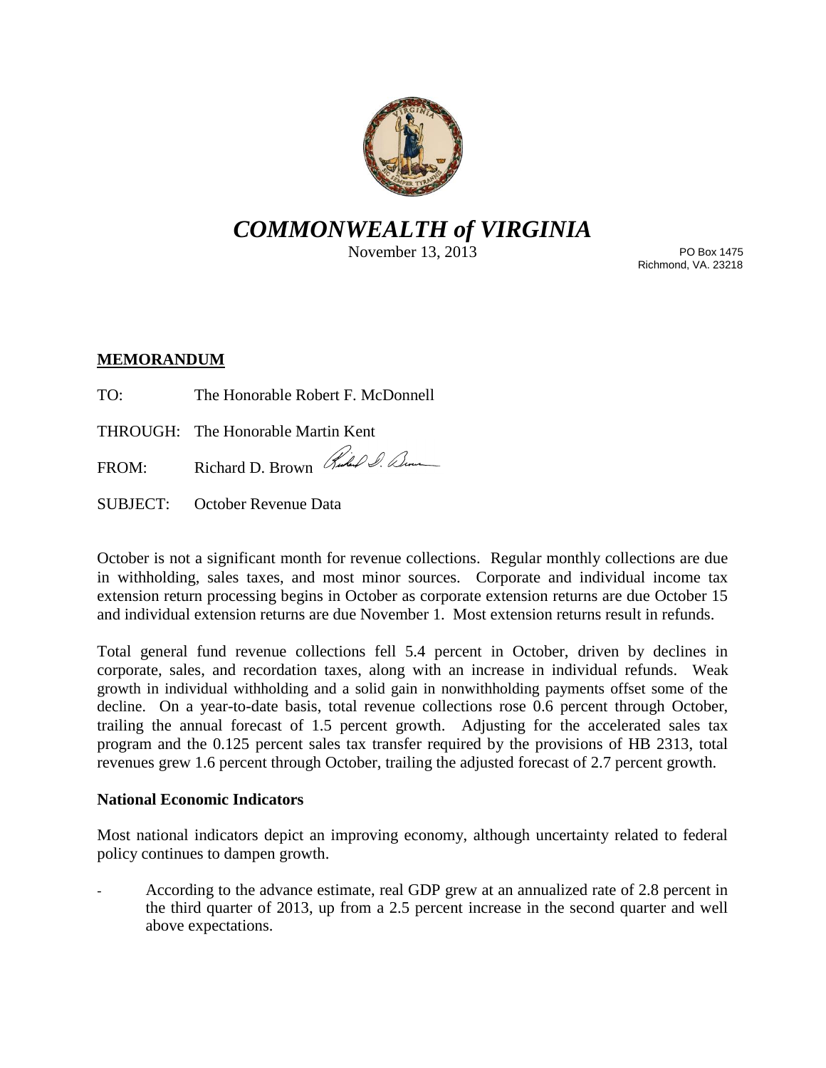# *COMMONWEALTH of VIRGINIA*

November 13, 2013

PO Box 1475
Richmond, VA. 23218

**MEMORANDUM**

TO: The Honorable Robert F. McDonnell

THROUGH: The Honorable Martin Kent

FROM: Richard D. Brown

SUBJECT: October Revenue Data

October is not a significant month for revenue collections. Regular monthly collections are due in withholding, sales taxes, and most minor sources. Corporate and individual income tax extension return processing begins in October as corporate extension returns are due October 15 and individual extension returns are due November 1. Most extension returns result in refunds.

Total general fund revenue collections fell 5.4 percent in October, driven by declines in corporate, sales, and recordation taxes, along with an increase in individual refunds. Weak growth in individual withholding and a solid gain in nonwithholding payments offset some of the decline. On a year-to-date basis, total revenue collections rose 0.6 percent through October, trailing the annual forecast of 1.5 percent growth. Adjusting for the accelerated sales tax program and the 0.125 percent sales tax transfer required by the provisions of HB 2313, total revenues grew 1.6 percent through October, trailing the adjusted forecast of 2.7 percent growth.

**National Economic Indicators**

Most national indicators depict an improving economy, although uncertainty related to federal policy continues to dampen growth.

- According to the advance estimate, real GDP grew at an annualized rate of 2.8 percent in the third quarter of 2013, up from a 2.5 percent increase in the second quarter and well above expectations.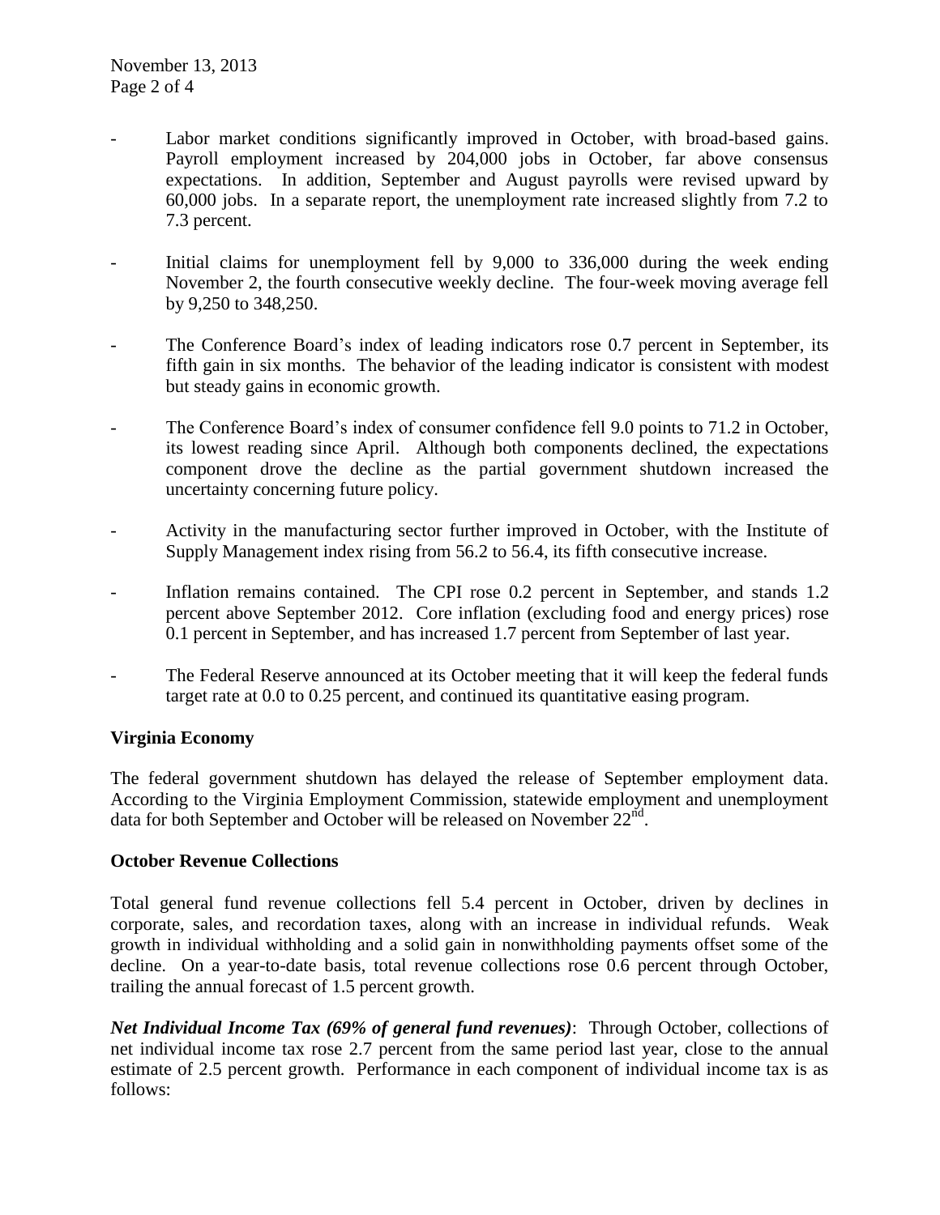- Labor market conditions significantly improved in October, with broad-based gains. Payroll employment increased by 204,000 jobs in October, far above consensus expectations. In addition, September and August payrolls were revised upward by 60,000 jobs. In a separate report, the unemployment rate increased slightly from 7.2 to 7.3 percent.

- Initial claims for unemployment fell by 9,000 to 336,000 during the week ending November 2, the fourth consecutive weekly decline. The four-week moving average fell by 9,250 to 348,250.

- The Conference Board's index of leading indicators rose 0.7 percent in September, its fifth gain in six months. The behavior of the leading indicator is consistent with modest but steady gains in economic growth.

- The Conference Board's index of consumer confidence fell 9.0 points to 71.2 in October, its lowest reading since April. Although both components declined, the expectations component drove the decline as the partial government shutdown increased the uncertainty concerning future policy.

- Activity in the manufacturing sector further improved in October, with the Institute of Supply Management index rising from 56.2 to 56.4, its fifth consecutive increase.

- Inflation remains contained. The CPI rose 0.2 percent in September, and stands 1.2 percent above September 2012. Core inflation (excluding food and energy prices) rose 0.1 percent in September, and has increased 1.7 percent from September of last year.

- The Federal Reserve announced at its October meeting that it will keep the federal funds target rate at 0.0 to 0.25 percent, and continued its quantitative easing program.

**Virginia Economy**

The federal government shutdown has delayed the release of September employment data. According to the Virginia Employment Commission, statewide employment and unemployment data for both September and October will be released on November 22nd.

**October Revenue Collections**

Total general fund revenue collections fell 5.4 percent in October, driven by declines in corporate, sales, and recordation taxes, along with an increase in individual refunds. Weak growth in individual withholding and a solid gain in nonwithholding payments offset some of the decline. On a year-to-date basis, total revenue collections rose 0.6 percent through October, trailing the annual forecast of 1.5 percent growth.

***Net Individual Income Tax (69% of general fund revenues)***: Through October, collections of net individual income tax rose 2.7 percent from the same period last year, close to the annual estimate of 2.5 percent growth. Performance in each component of individual income tax is as follows: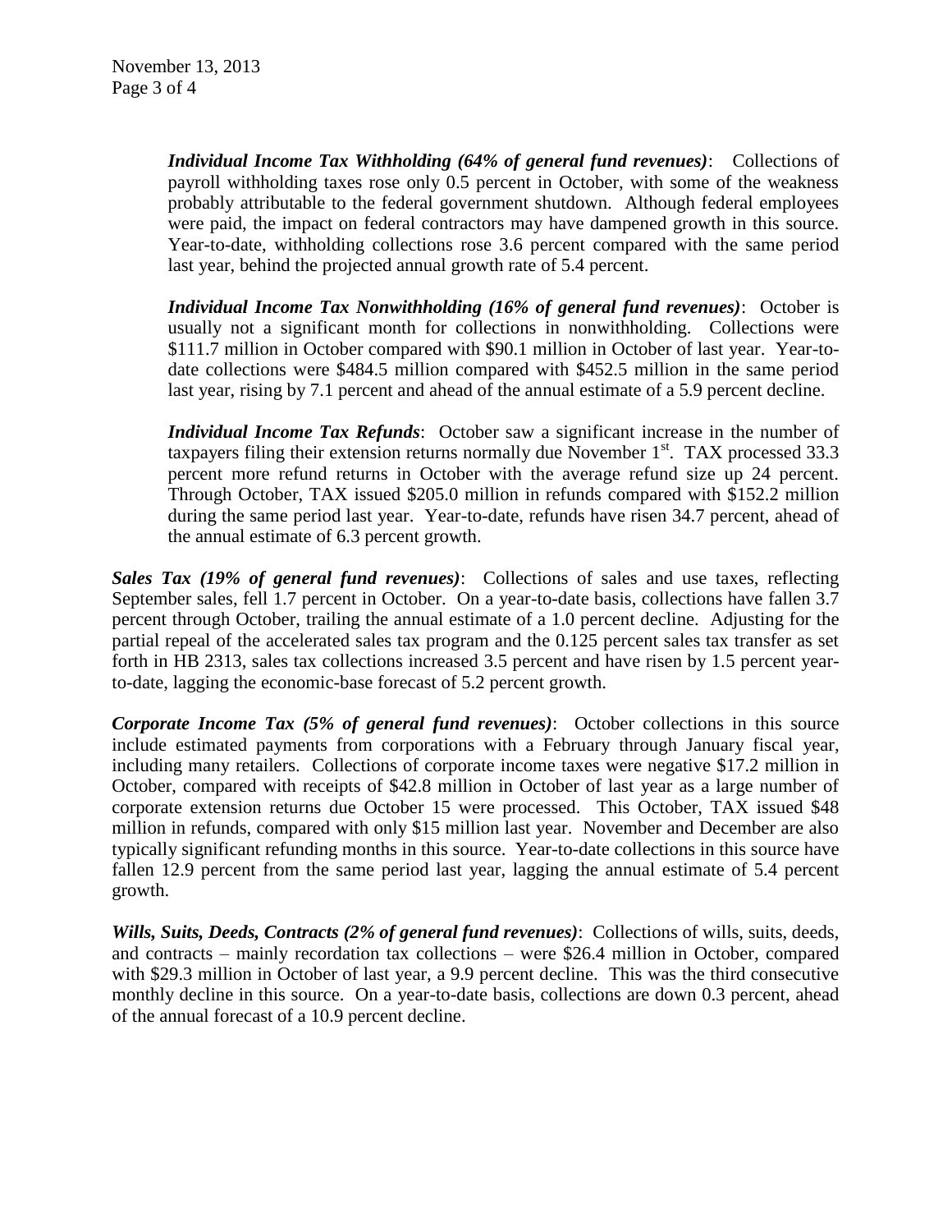*Individual Income Tax Withholding (64% of general fund revenues)*: Collections of payroll withholding taxes rose only 0.5 percent in October, with some of the weakness probably attributable to the federal government shutdown. Although federal employees were paid, the impact on federal contractors may have dampened growth in this source. Year-to-date, withholding collections rose 3.6 percent compared with the same period last year, behind the projected annual growth rate of 5.4 percent.

*Individual Income Tax Nonwithholding (16% of general fund revenues)*: October is usually not a significant month for collections in nonwithholding. Collections were \$111.7 million in October compared with \$90.1 million in October of last year. Year-to-date collections were \$484.5 million compared with \$452.5 million in the same period last year, rising by 7.1 percent and ahead of the annual estimate of a 5.9 percent decline.

*Individual Income Tax Refunds*: October saw a significant increase in the number of taxpayers filing their extension returns normally due November 1st. TAX processed 33.3 percent more refund returns in October with the average refund size up 24 percent. Through October, TAX issued \$205.0 million in refunds compared with \$152.2 million during the same period last year. Year-to-date, refunds have risen 34.7 percent, ahead of the annual estimate of 6.3 percent growth.

*Sales Tax (19% of general fund revenues)*: Collections of sales and use taxes, reflecting September sales, fell 1.7 percent in October. On a year-to-date basis, collections have fallen 3.7 percent through October, trailing the annual estimate of a 1.0 percent decline. Adjusting for the partial repeal of the accelerated sales tax program and the 0.125 percent sales tax transfer as set forth in HB 2313, sales tax collections increased 3.5 percent and have risen by 1.5 percent year-to-date, lagging the economic-base forecast of 5.2 percent growth.

*Corporate Income Tax (5% of general fund revenues)*: October collections in this source include estimated payments from corporations with a February through January fiscal year, including many retailers. Collections of corporate income taxes were negative \$17.2 million in October, compared with receipts of \$42.8 million in October of last year as a large number of corporate extension returns due October 15 were processed. This October, TAX issued \$48 million in refunds, compared with only \$15 million last year. November and December are also typically significant refunding months in this source. Year-to-date collections in this source have fallen 12.9 percent from the same period last year, lagging the annual estimate of 5.4 percent growth.

*Wills, Suits, Deeds, Contracts (2% of general fund revenues)*: Collections of wills, suits, deeds, and contracts – mainly recordation tax collections – were \$26.4 million in October, compared with \$29.3 million in October of last year, a 9.9 percent decline. This was the third consecutive monthly decline in this source. On a year-to-date basis, collections are down 0.3 percent, ahead of the annual forecast of a 10.9 percent decline.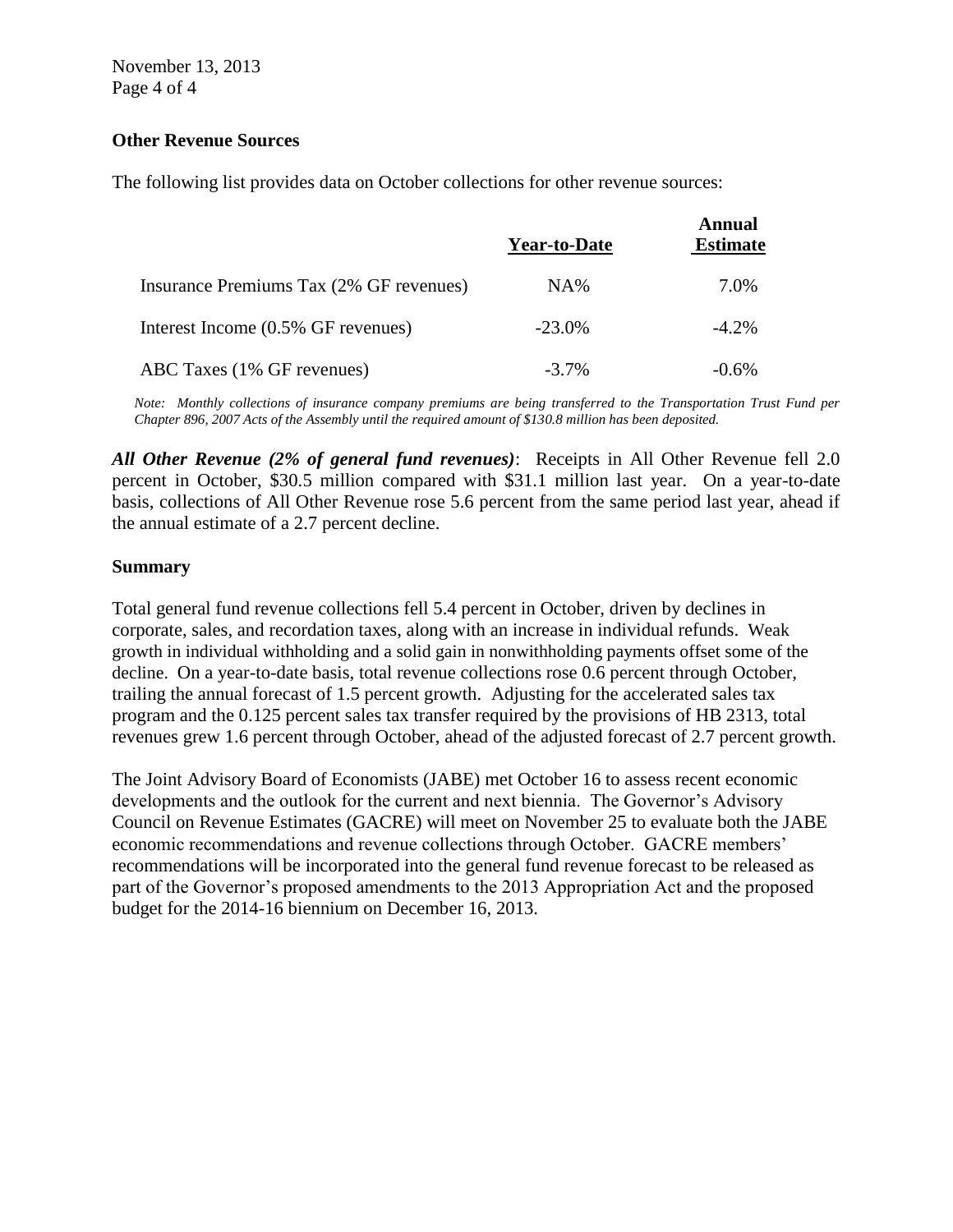### Other Revenue Sources

The following list provides data on October collections for other revenue sources:

| | Year-to-Date | Annual Estimate |
|---|---|---|
| Insurance Premiums Tax (2% GF revenues) | NA% | 7.0% |
| Interest Income (0.5% GF revenues) | -23.0% | -4.2% |
| ABC Taxes (1% GF revenues) | -3.7% | -0.6% |

*Note: Monthly collections of insurance company premiums are being transferred to the Transportation Trust Fund per Chapter 896, 2007 Acts of the Assembly until the required amount of $130.8 million has been deposited.*

***All Other Revenue (2% of general fund revenues)***: Receipts in All Other Revenue fell 2.0 percent in October, $30.5 million compared with $31.1 million last year. On a year-to-date basis, collections of All Other Revenue rose 5.6 percent from the same period last year, ahead if the annual estimate of a 2.7 percent decline.

### Summary

Total general fund revenue collections fell 5.4 percent in October, driven by declines in corporate, sales, and recordation taxes, along with an increase in individual refunds. Weak growth in individual withholding and a solid gain in nonwithholding payments offset some of the decline. On a year-to-date basis, total revenue collections rose 0.6 percent through October, trailing the annual forecast of 1.5 percent growth. Adjusting for the accelerated sales tax program and the 0.125 percent sales tax transfer required by the provisions of HB 2313, total revenues grew 1.6 percent through October, ahead of the adjusted forecast of 2.7 percent growth.

The Joint Advisory Board of Economists (JABE) met October 16 to assess recent economic developments and the outlook for the current and next biennia. The Governor's Advisory Council on Revenue Estimates (GACRE) will meet on November 25 to evaluate both the JABE economic recommendations and revenue collections through October. GACRE members' recommendations will be incorporated into the general fund revenue forecast to be released as part of the Governor's proposed amendments to the 2013 Appropriation Act and the proposed budget for the 2014-16 biennium on December 16, 2013.